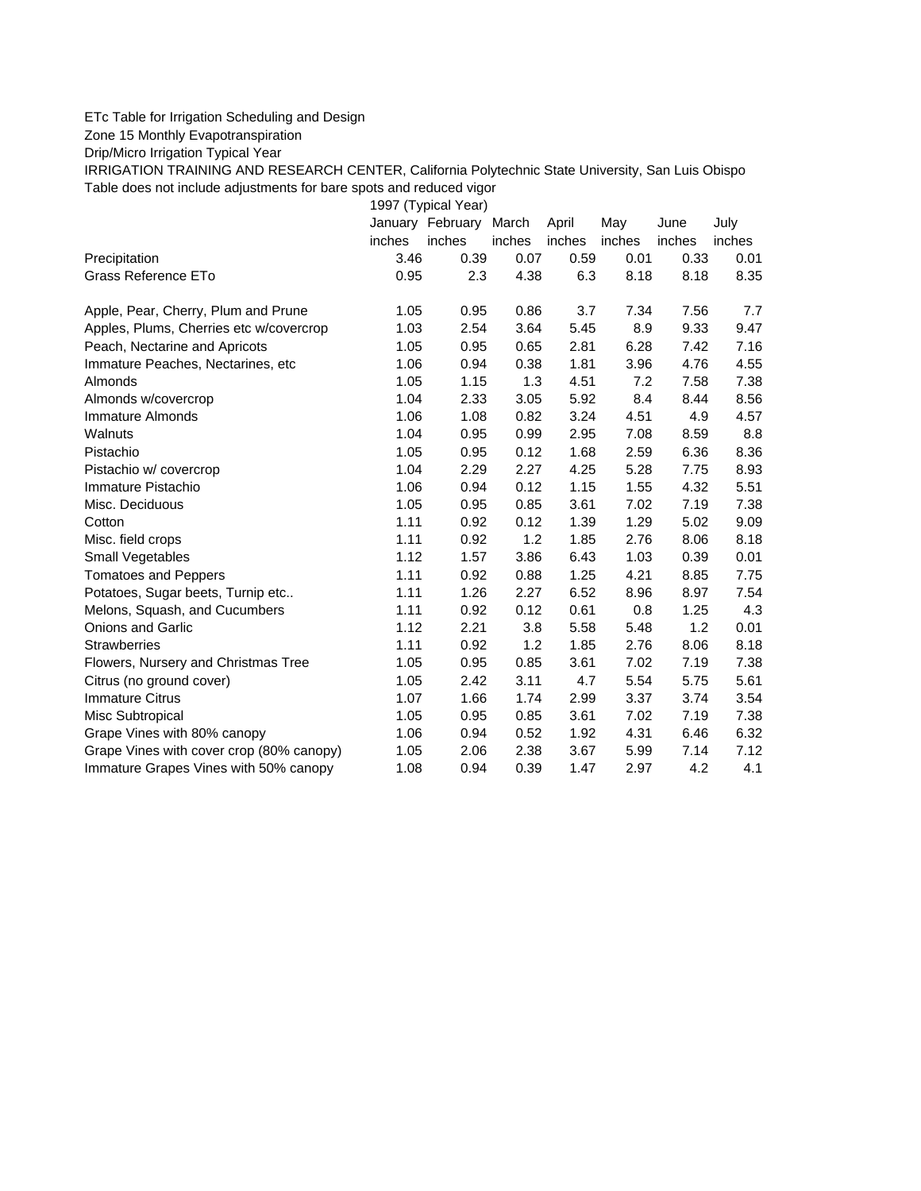ETc Table for Irrigation Scheduling and Design

Zone 15 Monthly Evapotranspiration

Drip/Micro Irrigation Typical Year

IRRIGATION TRAINING AND RESEARCH CENTER, California Polytechnic State University, San Luis Obispo

Table does not include adjustments for bare spots and reduced vigor

| | 1997 (Typical Year) | | | | | | |
|---|---|---|---|---|---|---|---|
| | January | February | March | April | May | June | July |
| | inches | inches | inches | inches | inches | inches | inches |
| Precipitation | 3.46 | 0.39 | 0.07 | 0.59 | 0.01 | 0.33 | 0.01 |
| Grass Reference ETo | 0.95 | 2.3 | 4.38 | 6.3 | 8.18 | 8.18 | 8.35 |
| | | | | | | | |
| Apple, Pear, Cherry, Plum and Prune | 1.05 | 0.95 | 0.86 | 3.7 | 7.34 | 7.56 | 7.7 |
| Apples, Plums, Cherries etc w/covercrop | 1.03 | 2.54 | 3.64 | 5.45 | 8.9 | 9.33 | 9.47 |
| Peach, Nectarine and Apricots | 1.05 | 0.95 | 0.65 | 2.81 | 6.28 | 7.42 | 7.16 |
| Immature Peaches, Nectarines, etc | 1.06 | 0.94 | 0.38 | 1.81 | 3.96 | 4.76 | 4.55 |
| Almonds | 1.05 | 1.15 | 1.3 | 4.51 | 7.2 | 7.58 | 7.38 |
| Almonds w/covercrop | 1.04 | 2.33 | 3.05 | 5.92 | 8.4 | 8.44 | 8.56 |
| Immature Almonds | 1.06 | 1.08 | 0.82 | 3.24 | 4.51 | 4.9 | 4.57 |
| Walnuts | 1.04 | 0.95 | 0.99 | 2.95 | 7.08 | 8.59 | 8.8 |
| Pistachio | 1.05 | 0.95 | 0.12 | 1.68 | 2.59 | 6.36 | 8.36 |
| Pistachio w/ covercrop | 1.04 | 2.29 | 2.27 | 4.25 | 5.28 | 7.75 | 8.93 |
| Immature Pistachio | 1.06 | 0.94 | 0.12 | 1.15 | 1.55 | 4.32 | 5.51 |
| Misc. Deciduous | 1.05 | 0.95 | 0.85 | 3.61 | 7.02 | 7.19 | 7.38 |
| Cotton | 1.11 | 0.92 | 0.12 | 1.39 | 1.29 | 5.02 | 9.09 |
| Misc. field crops | 1.11 | 0.92 | 1.2 | 1.85 | 2.76 | 8.06 | 8.18 |
| Small Vegetables | 1.12 | 1.57 | 3.86 | 6.43 | 1.03 | 0.39 | 0.01 |
| Tomatoes and Peppers | 1.11 | 0.92 | 0.88 | 1.25 | 4.21 | 8.85 | 7.75 |
| Potatoes, Sugar beets, Turnip etc.. | 1.11 | 1.26 | 2.27 | 6.52 | 8.96 | 8.97 | 7.54 |
| Melons, Squash, and Cucumbers | 1.11 | 0.92 | 0.12 | 0.61 | 0.8 | 1.25 | 4.3 |
| Onions and Garlic | 1.12 | 2.21 | 3.8 | 5.58 | 5.48 | 1.2 | 0.01 |
| Strawberries | 1.11 | 0.92 | 1.2 | 1.85 | 2.76 | 8.06 | 8.18 |
| Flowers, Nursery and Christmas Tree | 1.05 | 0.95 | 0.85 | 3.61 | 7.02 | 7.19 | 7.38 |
| Citrus (no ground cover) | 1.05 | 2.42 | 3.11 | 4.7 | 5.54 | 5.75 | 5.61 |
| Immature Citrus | 1.07 | 1.66 | 1.74 | 2.99 | 3.37 | 3.74 | 3.54 |
| Misc Subtropical | 1.05 | 0.95 | 0.85 | 3.61 | 7.02 | 7.19 | 7.38 |
| Grape Vines with 80% canopy | 1.06 | 0.94 | 0.52 | 1.92 | 4.31 | 6.46 | 6.32 |
| Grape Vines with cover crop (80% canopy) | 1.05 | 2.06 | 2.38 | 3.67 | 5.99 | 7.14 | 7.12 |
| Immature Grapes Vines with 50% canopy | 1.08 | 0.94 | 0.39 | 1.47 | 2.97 | 4.2 | 4.1 |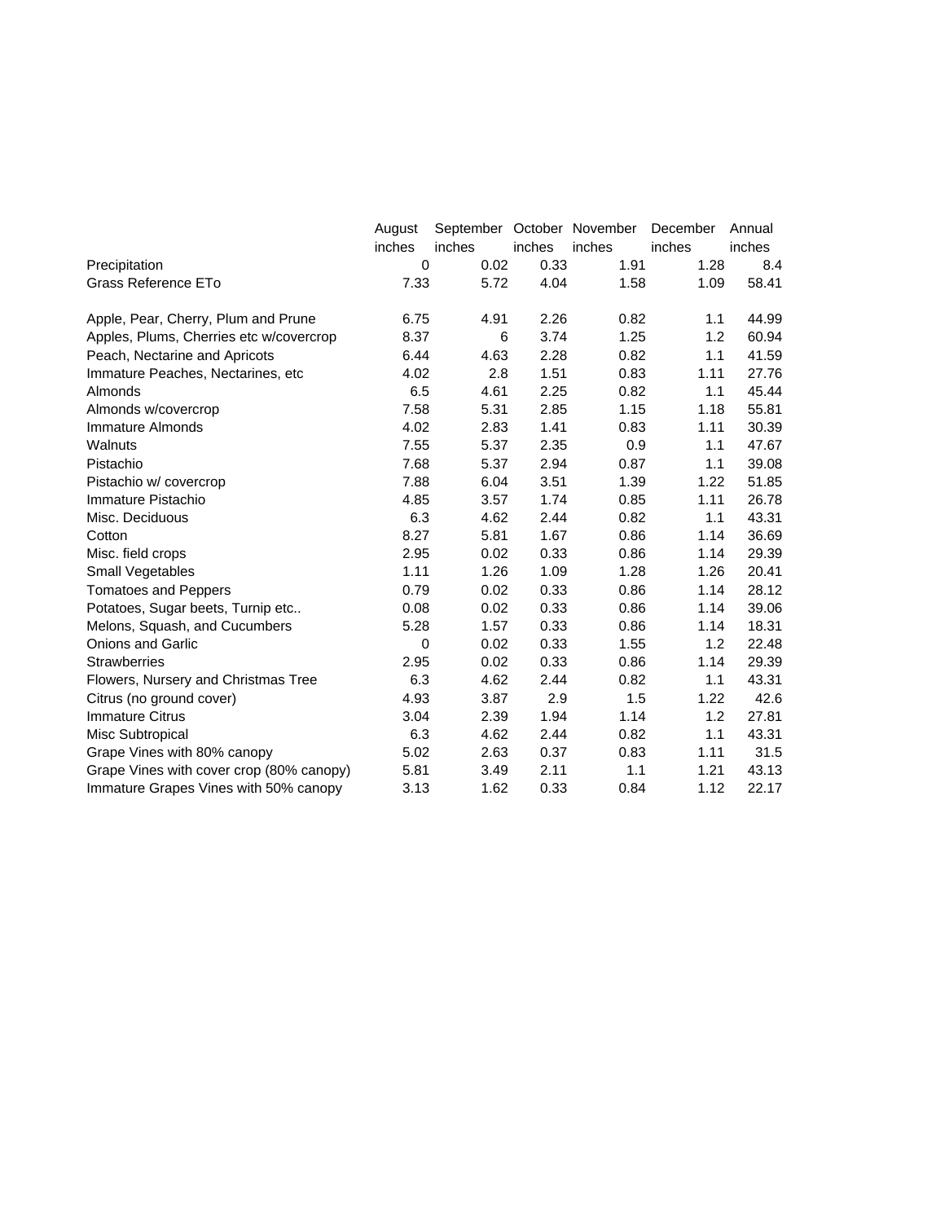| | August inches | September inches | October inches | November inches | December inches | Annual inches |
|---|---|---|---|---|---|---|
| Precipitation | 0 | 0.02 | 0.33 | 1.91 | 1.28 | 8.4 |
| Grass Reference ETo | 7.33 | 5.72 | 4.04 | 1.58 | 1.09 | 58.41 |
| | | | | | | |
| Apple, Pear, Cherry, Plum and Prune | 6.75 | 4.91 | 2.26 | 0.82 | 1.1 | 44.99 |
| Apples, Plums, Cherries etc w/covercrop | 8.37 | 6 | 3.74 | 1.25 | 1.2 | 60.94 |
| Peach, Nectarine and Apricots | 6.44 | 4.63 | 2.28 | 0.82 | 1.1 | 41.59 |
| Immature Peaches, Nectarines, etc | 4.02 | 2.8 | 1.51 | 0.83 | 1.11 | 27.76 |
| Almonds | 6.5 | 4.61 | 2.25 | 0.82 | 1.1 | 45.44 |
| Almonds w/covercrop | 7.58 | 5.31 | 2.85 | 1.15 | 1.18 | 55.81 |
| Immature Almonds | 4.02 | 2.83 | 1.41 | 0.83 | 1.11 | 30.39 |
| Walnuts | 7.55 | 5.37 | 2.35 | 0.9 | 1.1 | 47.67 |
| Pistachio | 7.68 | 5.37 | 2.94 | 0.87 | 1.1 | 39.08 |
| Pistachio w/ covercrop | 7.88 | 6.04 | 3.51 | 1.39 | 1.22 | 51.85 |
| Immature Pistachio | 4.85 | 3.57 | 1.74 | 0.85 | 1.11 | 26.78 |
| Misc. Deciduous | 6.3 | 4.62 | 2.44 | 0.82 | 1.1 | 43.31 |
| Cotton | 8.27 | 5.81 | 1.67 | 0.86 | 1.14 | 36.69 |
| Misc. field crops | 2.95 | 0.02 | 0.33 | 0.86 | 1.14 | 29.39 |
| Small Vegetables | 1.11 | 1.26 | 1.09 | 1.28 | 1.26 | 20.41 |
| Tomatoes and Peppers | 0.79 | 0.02 | 0.33 | 0.86 | 1.14 | 28.12 |
| Potatoes, Sugar beets, Turnip etc.. | 0.08 | 0.02 | 0.33 | 0.86 | 1.14 | 39.06 |
| Melons, Squash, and Cucumbers | 5.28 | 1.57 | 0.33 | 0.86 | 1.14 | 18.31 |
| Onions and Garlic | 0 | 0.02 | 0.33 | 1.55 | 1.2 | 22.48 |
| Strawberries | 2.95 | 0.02 | 0.33 | 0.86 | 1.14 | 29.39 |
| Flowers, Nursery and Christmas Tree | 6.3 | 4.62 | 2.44 | 0.82 | 1.1 | 43.31 |
| Citrus (no ground cover) | 4.93 | 3.87 | 2.9 | 1.5 | 1.22 | 42.6 |
| Immature Citrus | 3.04 | 2.39 | 1.94 | 1.14 | 1.2 | 27.81 |
| Misc Subtropical | 6.3 | 4.62 | 2.44 | 0.82 | 1.1 | 43.31 |
| Grape Vines with 80% canopy | 5.02 | 2.63 | 0.37 | 0.83 | 1.11 | 31.5 |
| Grape Vines with cover crop (80% canopy) | 5.81 | 3.49 | 2.11 | 1.1 | 1.21 | 43.13 |
| Immature Grapes Vines with 50% canopy | 3.13 | 1.62 | 0.33 | 0.84 | 1.12 | 22.17 |